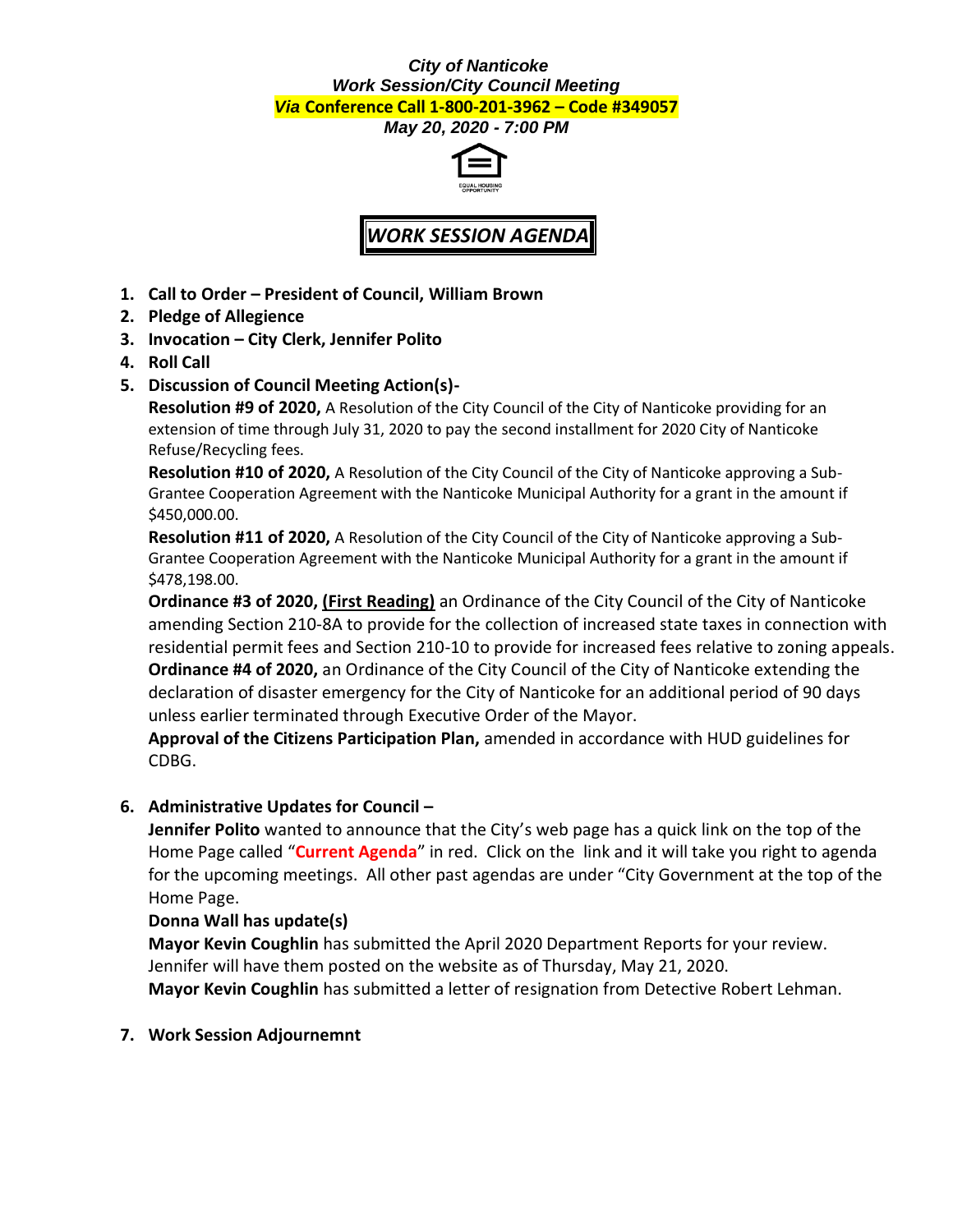***City of Nanticoke***
***Work Session/City Council Meeting***
***Via* Conference Call 1-800-201-3962 – Code #349057**
***May 20, 2020 - 7:00 PM***

EQUAL HOUSING OPPORTUNITY

# *WORK SESSION AGENDA*

1. **Call to Order – President of Council, William Brown**
2. **Pledge of Allegience**
3. **Invocation – City Clerk, Jennifer Polito**
4. **Roll Call**
5. **Discussion of Council Meeting Action(s)-**

   **Resolution #9 of 2020,** A Resolution of the City Council of the City of Nanticoke providing for an extension of time through July 31, 2020 to pay the second installment for 2020 City of Nanticoke Refuse/Recycling fees.

   **Resolution #10 of 2020,** A Resolution of the City Council of the City of Nanticoke approving a Sub-Grantee Cooperation Agreement with the Nanticoke Municipal Authority for a grant in the amount if $450,000.00.

   **Resolution #11 of 2020,** A Resolution of the City Council of the City of Nanticoke approving a Sub-Grantee Cooperation Agreement with the Nanticoke Municipal Authority for a grant in the amount if $478,198.00.

   **Ordinance #3 of 2020, <u>(First Reading)</u>** an Ordinance of the City Council of the City of Nanticoke amending Section 210-8A to provide for the collection of increased state taxes in connection with residential permit fees and Section 210-10 to provide for increased fees relative to zoning appeals.

   **Ordinance #4 of 2020,** an Ordinance of the City Council of the City of Nanticoke extending the declaration of disaster emergency for the City of Nanticoke for an additional period of 90 days unless earlier terminated through Executive Order of the Mayor.

   **Approval of the Citizens Participation Plan,** amended in accordance with HUD guidelines for CDBG.

6. **Administrative Updates for Council –**

   **Jennifer Polito** wanted to announce that the City's web page has a quick link on the top of the Home Page called "**Current Agenda**" in red. Click on the link and it will take you right to agenda for the upcoming meetings. All other past agendas are under "City Government at the top of the Home Page.

   **Donna Wall has update(s)**

   **Mayor Kevin Coughlin** has submitted the April 2020 Department Reports for your review. Jennifer will have them posted on the website as of Thursday, May 21, 2020.

   **Mayor Kevin Coughlin** has submitted a letter of resignation from Detective Robert Lehman.

7. **Work Session Adjournemnt**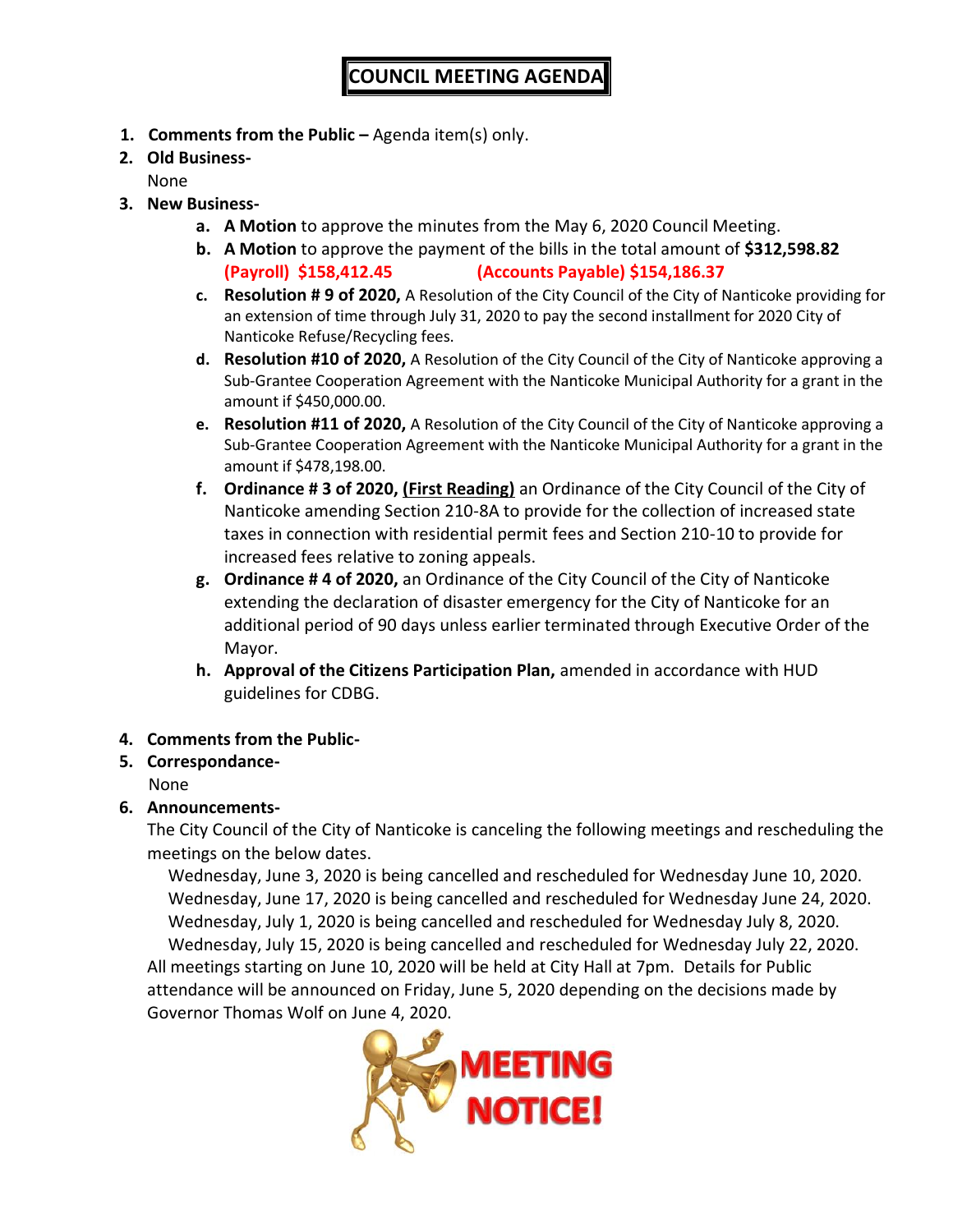# COUNCIL MEETING AGENDA

1. **Comments from the Public –** Agenda item(s) only.
2. **Old Business-**
   None
3. **New Business-**
   a. **A Motion** to approve the minutes from the May 6, 2020 Council Meeting.
   b. **A Motion** to approve the payment of the bills in the total amount of **$312,598.82**
      **(Payroll) $158,412.45** **(Accounts Payable) $154,186.37**
   c. **Resolution # 9 of 2020,** A Resolution of the City Council of the City of Nanticoke providing for an extension of time through July 31, 2020 to pay the second installment for 2020 City of Nanticoke Refuse/Recycling fees.
   d. **Resolution #10 of 2020,** A Resolution of the City Council of the City of Nanticoke approving a Sub-Grantee Cooperation Agreement with the Nanticoke Municipal Authority for a grant in the amount if $450,000.00.
   e. **Resolution #11 of 2020,** A Resolution of the City Council of the City of Nanticoke approving a Sub-Grantee Cooperation Agreement with the Nanticoke Municipal Authority for a grant in the amount if $478,198.00.
   f. **Ordinance # 3 of 2020, <u>(First Reading)</u>** an Ordinance of the City Council of the City of Nanticoke amending Section 210-8A to provide for the collection of increased state taxes in connection with residential permit fees and Section 210-10 to provide for increased fees relative to zoning appeals.
   g. **Ordinance # 4 of 2020,** an Ordinance of the City Council of the City of Nanticoke extending the declaration of disaster emergency for the City of Nanticoke for an additional period of 90 days unless earlier terminated through Executive Order of the Mayor.
   h. **Approval of the Citizens Participation Plan,** amended in accordance with HUD guidelines for CDBG.
4. **Comments from the Public-**
5. **Correspondance-**
   None
6. **Announcements-**
   The City Council of the City of Nanticoke is canceling the following meetings and rescheduling the meetings on the below dates.
   Wednesday, June 3, 2020 is being cancelled and rescheduled for Wednesday June 10, 2020.
   Wednesday, June 17, 2020 is being cancelled and rescheduled for Wednesday June 24, 2020.
   Wednesday, July 1, 2020 is being cancelled and rescheduled for Wednesday July 8, 2020.
   Wednesday, July 15, 2020 is being cancelled and rescheduled for Wednesday July 22, 2020.
   All meetings starting on June 10, 2020 will be held at City Hall at 7pm. Details for Public attendance will be announced on Friday, June 5, 2020 depending on the decisions made by Governor Thomas Wolf on June 4, 2020.

MEETING NOTICE!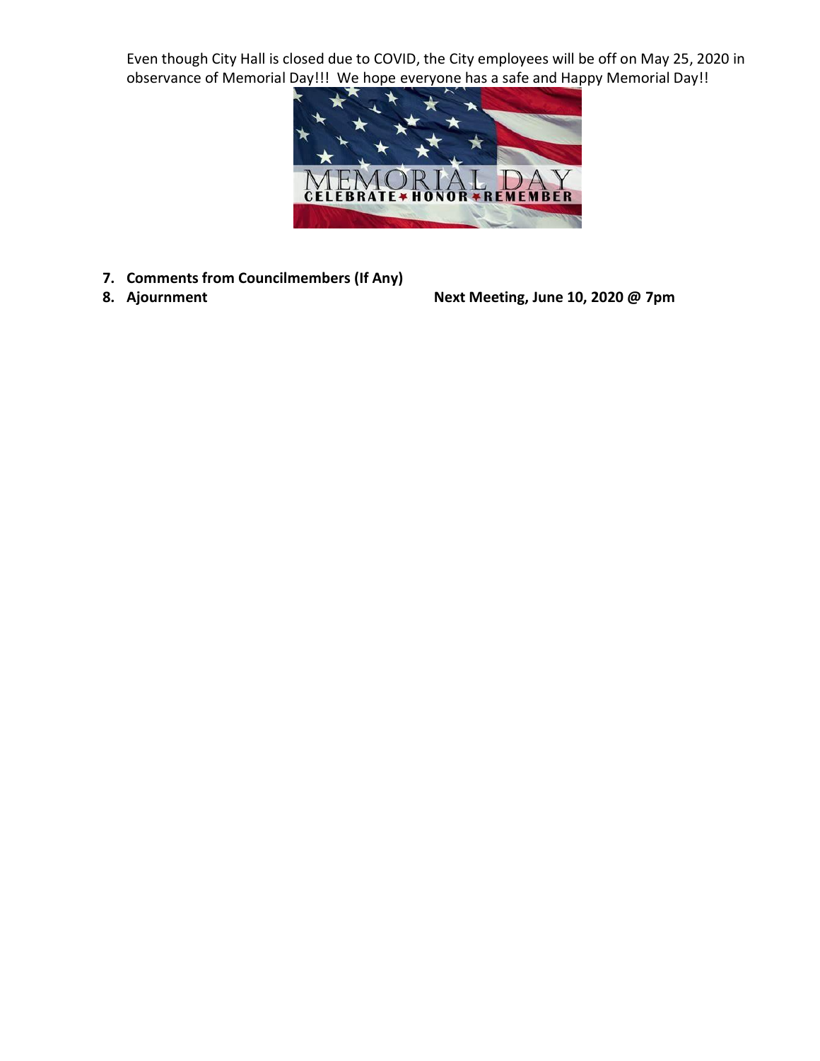Even though City Hall is closed due to COVID, the City employees will be off on May 25, 2020 in observance of Memorial Day!!! We hope everyone has a safe and Happy Memorial Day!!

7. **Comments from Councilmembers (If Any)**
8. **Ajournment** **Next Meeting, June 10, 2020 @ 7pm**